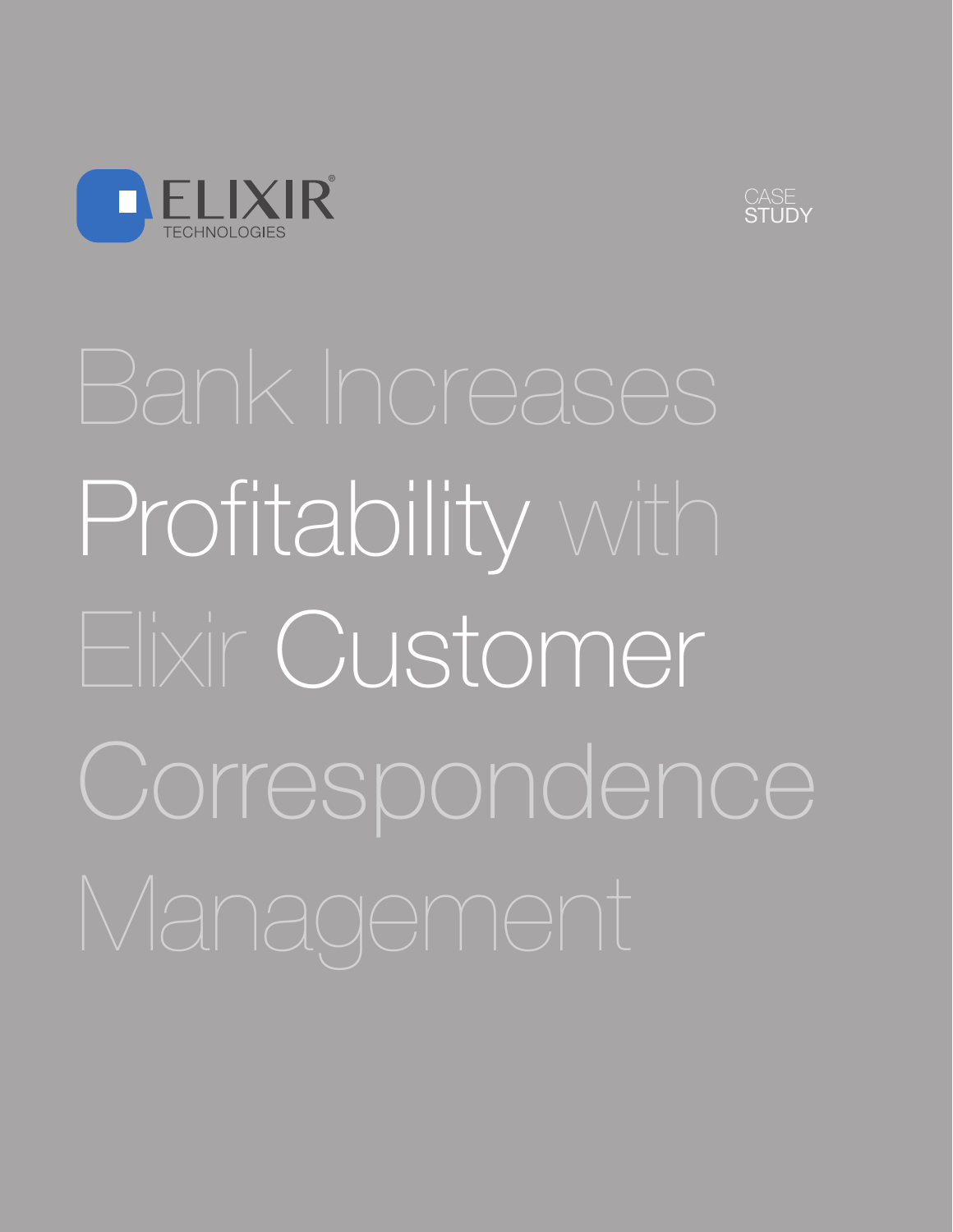ELIXIR® TECHNOLOGIES

CASE STUDY

# Bank Increases Profitability with Elixir Customer Correspondence Management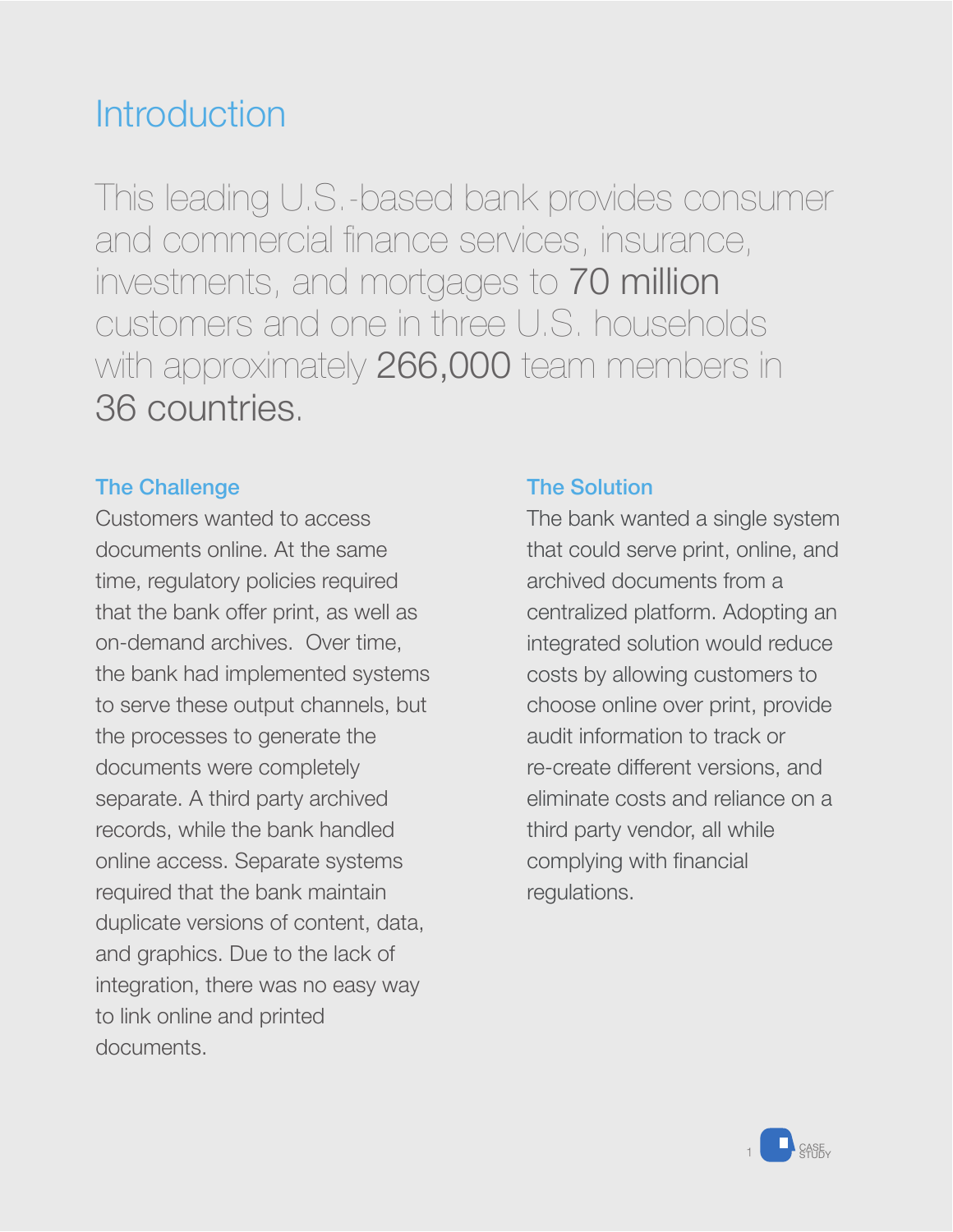# Introduction

This leading U.S.-based bank provides consumer and commercial finance services, insurance, investments, and mortgages to **70 million** customers and one in three U.S. households with approximately **266,000** team members in **36 countries.**

## The Challenge

Customers wanted to access documents online. At the same time, regulatory policies required that the bank offer print, as well as on-demand archives. Over time, the bank had implemented systems to serve these output channels, but the processes to generate the documents were completely separate. A third party archived records, while the bank handled online access. Separate systems required that the bank maintain duplicate versions of content, data, and graphics. Due to the lack of integration, there was no easy way to link online and printed documents.

## The Solution

The bank wanted a single system that could serve print, online, and archived documents from a centralized platform. Adopting an integrated solution would reduce costs by allowing customers to choose online over print, provide audit information to track or re-create different versions, and eliminate costs and reliance on a third party vendor, all while complying with financial regulations.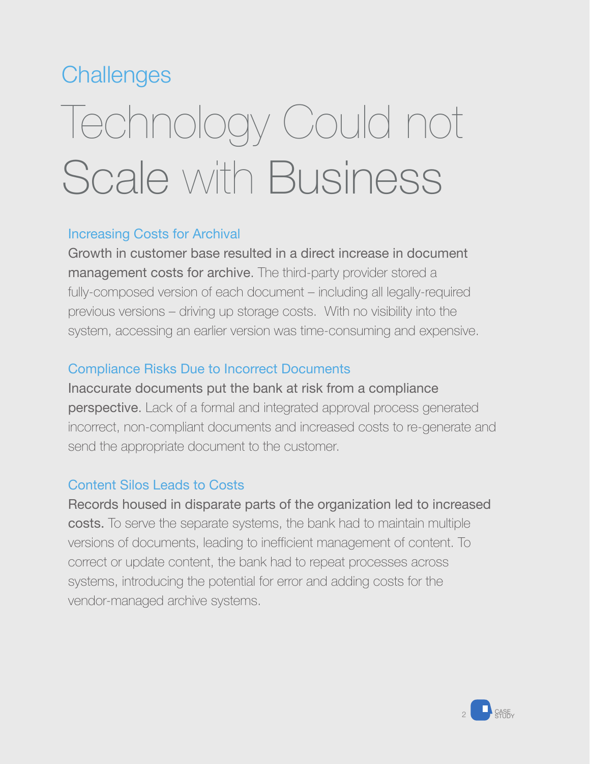## Challenges

# Technology Could not Scale with Business

### Increasing Costs for Archival

**Growth in customer base resulted in a direct increase in document management costs for archive.** The third-party provider stored a fully-composed version of each document – including all legally-required previous versions – driving up storage costs. With no visibility into the system, accessing an earlier version was time-consuming and expensive.

### Compliance Risks Due to Incorrect Documents

**Inaccurate documents put the bank at risk from a compliance perspective.** Lack of a formal and integrated approval process generated incorrect, non-compliant documents and increased costs to re-generate and send the appropriate document to the customer.

### Content Silos Leads to Costs

**Records housed in disparate parts of the organization led to increased costs.** To serve the separate systems, the bank had to maintain multiple versions of documents, leading to inefficient management of content. To correct or update content, the bank had to repeat processes across systems, introducing the potential for error and adding costs for the vendor-managed archive systems.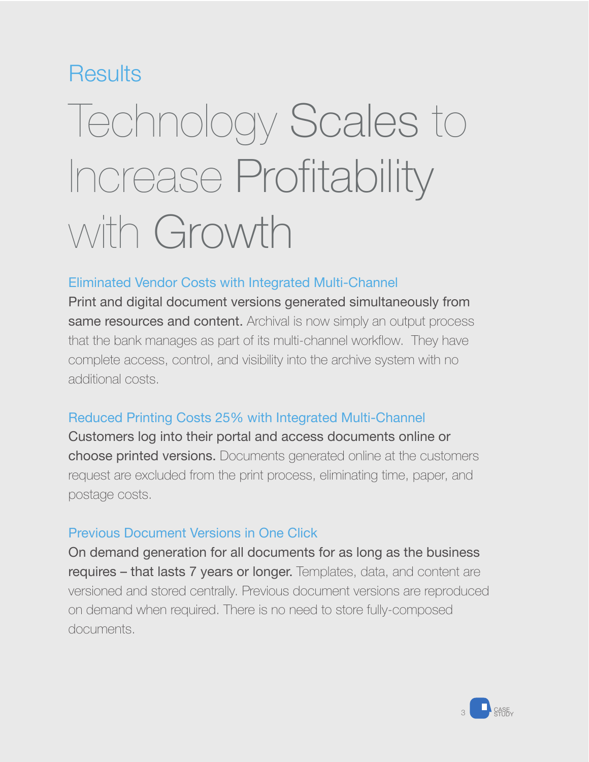## Results

# Technology Scales to Increase Profitability with Growth

### Eliminated Vendor Costs with Integrated Multi-Channel

**Print and digital document versions generated simultaneously from same resources and content.** Archival is now simply an output process that the bank manages as part of its multi-channel workflow. They have complete access, control, and visibility into the archive system with no additional costs.

### Reduced Printing Costs 25% with Integrated Multi-Channel

**Customers log into their portal and access documents online or choose printed versions.** Documents generated online at the customers request are excluded from the print process, eliminating time, paper, and postage costs.

### Previous Document Versions in One Click

**On demand generation for all documents for as long as the business requires – that lasts 7 years or longer.** Templates, data, and content are versioned and stored centrally. Previous document versions are reproduced on demand when required. There is no need to store fully-composed documents.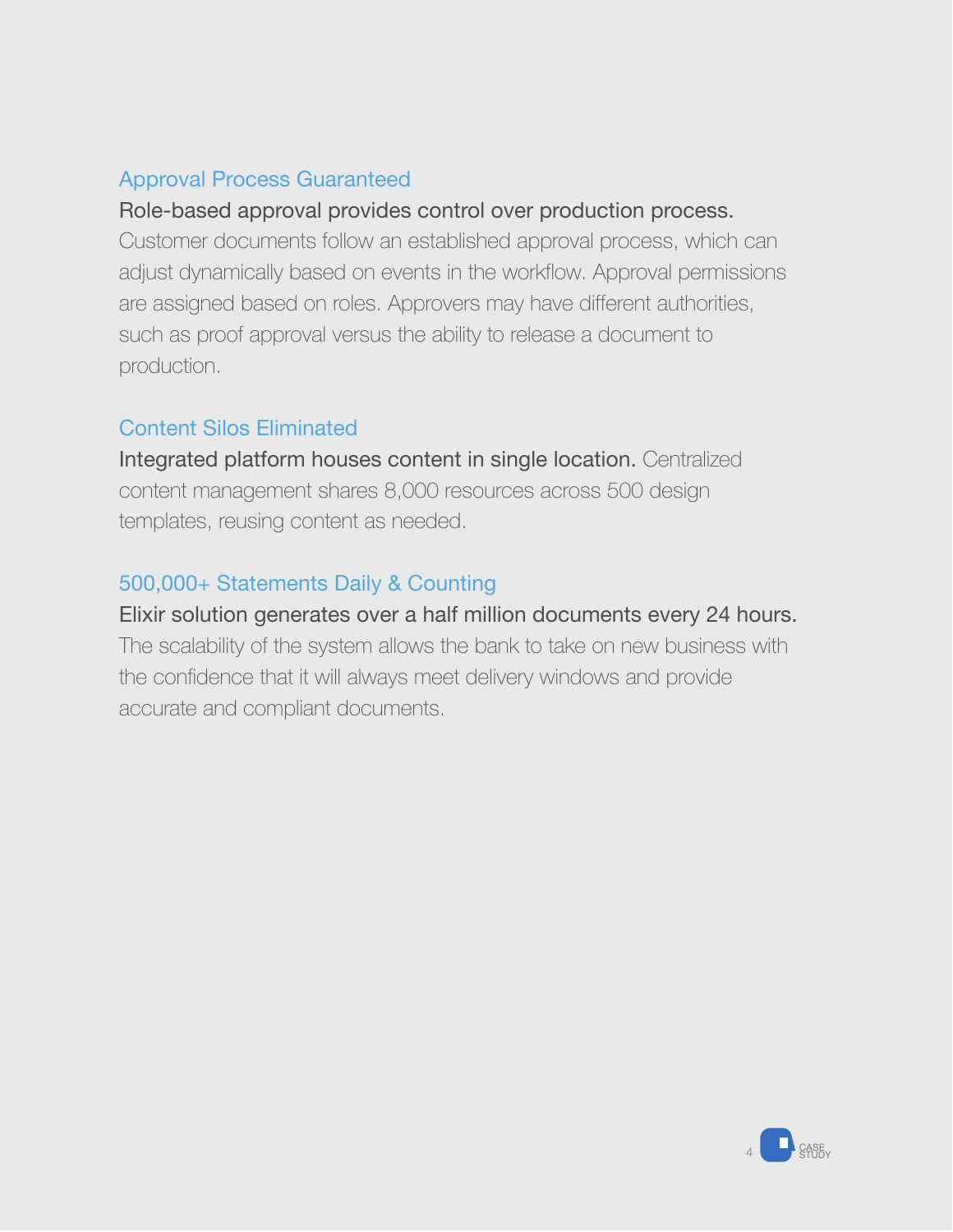## Approval Process Guaranteed

**Role-based approval provides control over production process.** Customer documents follow an established approval process, which can adjust dynamically based on events in the workflow. Approval permissions are assigned based on roles. Approvers may have different authorities, such as proof approval versus the ability to release a document to production.

## Content Silos Eliminated

**Integrated platform houses content in single location.** Centralized content management shares 8,000 resources across 500 design templates, reusing content as needed.

## 500,000+ Statements Daily & Counting

**Elixir solution generates over a half million documents every 24 hours.** The scalability of the system allows the bank to take on new business with the confidence that it will always meet delivery windows and provide accurate and compliant documents.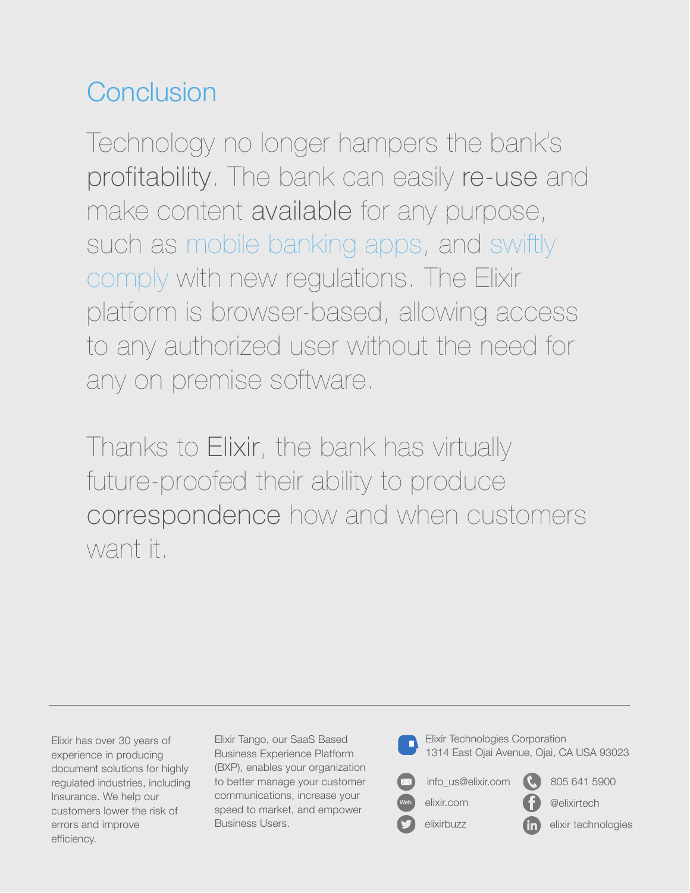## Conclusion

Technology no longer hampers the bank's profitability. The bank can easily re-use and make content available for any purpose, such as mobile banking apps, and swiftly comply with new regulations. The Elixir platform is browser-based, allowing access to any authorized user without the need for any on premise software.

Thanks to Elixir, the bank has virtually future-proofed their ability to produce correspondence how and when customers want it.

---

Elixir has over 30 years of experience in producing document solutions for highly regulated industries, including Insurance. We help our customers lower the risk of errors and improve efficiency.

Elixir Tango, our SaaS Based Business Experience Platform (BXP), enables your organization to better manage your customer communications, increase your speed to market, and empower Business Users.

Elixir Technologies Corporation
1314 East Ojai Avenue, Ojai, CA USA 93023

info_us@elixir.com
805 641 5900
elixir.com
@elixirtech
elixirbuzz
elixir technologies